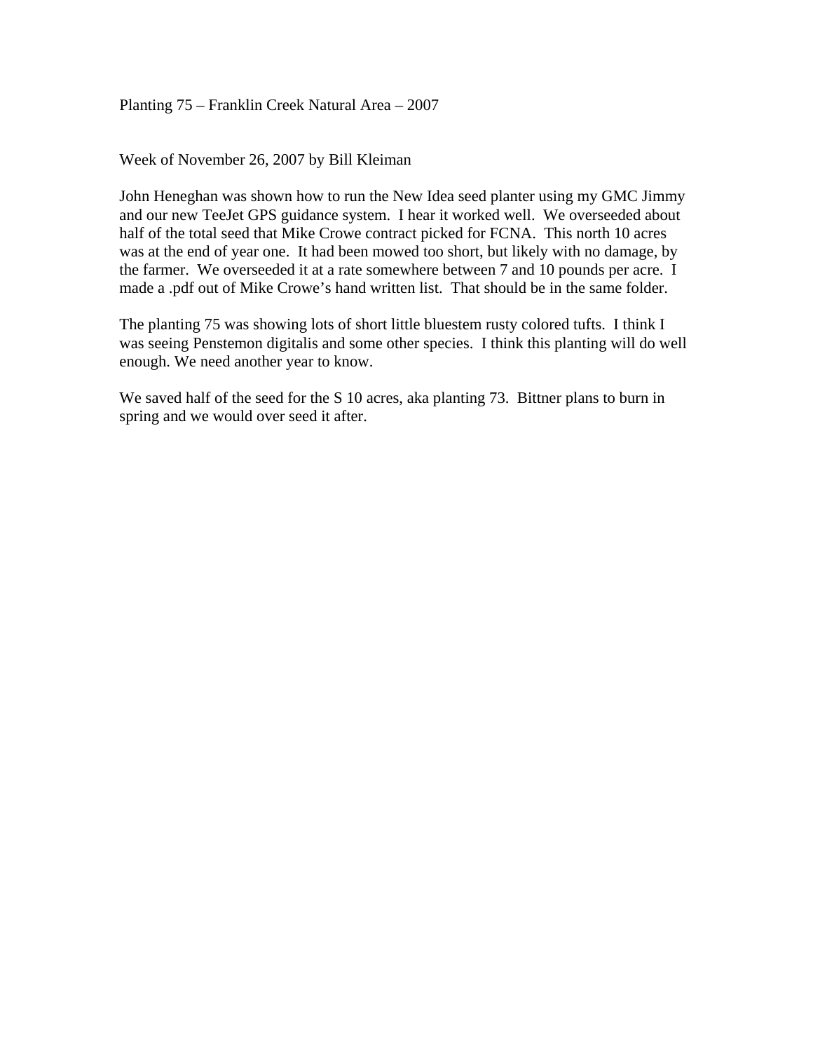Planting 75 – Franklin Creek Natural Area – 2007

Week of November 26, 2007 by Bill Kleiman

John Heneghan was shown how to run the New Idea seed planter using my GMC Jimmy and our new TeeJet GPS guidance system. I hear it worked well. We overseeded about half of the total seed that Mike Crowe contract picked for FCNA. This north 10 acres was at the end of year one. It had been mowed too short, but likely with no damage, by the farmer. We overseeded it at a rate somewhere between 7 and 10 pounds per acre. I made a .pdf out of Mike Crowe's hand written list. That should be in the same folder.

The planting 75 was showing lots of short little bluestem rusty colored tufts. I think I was seeing Penstemon digitalis and some other species. I think this planting will do well enough. We need another year to know.

We saved half of the seed for the S 10 acres, aka planting 73. Bittner plans to burn in spring and we would over seed it after.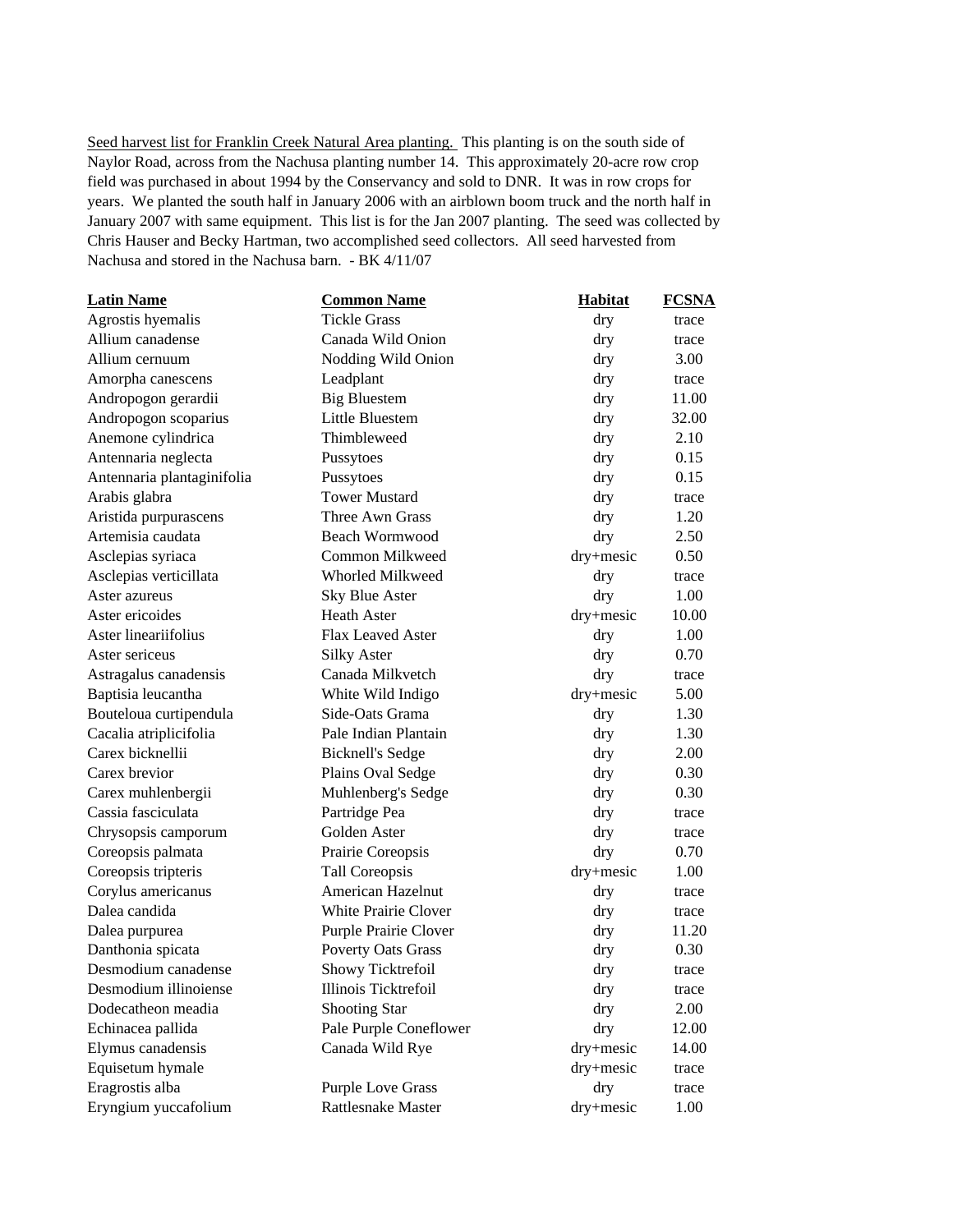Seed harvest list for Franklin Creek Natural Area planting. This planting is on the south side of Naylor Road, across from the Nachusa planting number 14. This approximately 20-acre row crop field was purchased in about 1994 by the Conservancy and sold to DNR. It was in row crops for years. We planted the south half in January 2006 with an airblown boom truck and the north half in January 2007 with same equipment. This list is for the Jan 2007 planting. The seed was collected by Chris Hauser and Becky Hartman, two accomplished seed collectors. All seed harvested from Nachusa and stored in the Nachusa barn. - BK 4/11/07

| Latin Name | Common Name | Habitat | FCSNA |
|---|---|---|---|
| Agrostis hyemalis | Tickle Grass | dry | trace |
| Allium canadense | Canada Wild Onion | dry | trace |
| Allium cernuum | Nodding Wild Onion | dry | 3.00 |
| Amorpha canescens | Leadplant | dry | trace |
| Andropogon gerardii | Big Bluestem | dry | 11.00 |
| Andropogon scoparius | Little Bluestem | dry | 32.00 |
| Anemone cylindrica | Thimbleweed | dry | 2.10 |
| Antennaria neglecta | Pussytoes | dry | 0.15 |
| Antennaria plantaginifolia | Pussytoes | dry | 0.15 |
| Arabis glabra | Tower Mustard | dry | trace |
| Aristida purpurascens | Three Awn Grass | dry | 1.20 |
| Artemisia caudata | Beach Wormwood | dry | 2.50 |
| Asclepias syriaca | Common Milkweed | dry+mesic | 0.50 |
| Asclepias verticillata | Whorled Milkweed | dry | trace |
| Aster azureus | Sky Blue Aster | dry | 1.00 |
| Aster ericoides | Heath Aster | dry+mesic | 10.00 |
| Aster leariifolius | Flax Leaved Aster | dry | 1.00 |
| Aster sericeus | Silky Aster | dry | 0.70 |
| Astragalus canadensis | Canada Milkvetch | dry | trace |
| Baptisia leucantha | White Wild Indigo | dry+mesic | 5.00 |
| Bouteloua curtipendula | Side-Oats Grama | dry | 1.30 |
| Cacalia atriplicifolia | Pale Indian Plantain | dry | 1.30 |
| Carex bicknellii | Bicknell's Sedge | dry | 2.00 |
| Carex brevior | Plains Oval Sedge | dry | 0.30 |
| Carex muhlenbergii | Muhlenberg's Sedge | dry | 0.30 |
| Cassia fasciculata | Partridge Pea | dry | trace |
| Chrysopsis camporum | Golden Aster | dry | trace |
| Coreopsis palmata | Prairie Coreopsis | dry | 0.70 |
| Coreopsis tripteris | Tall Coreopsis | dry+mesic | 1.00 |
| Corylus americanus | American Hazelnut | dry | trace |
| Dalea candida | White Prairie Clover | dry | trace |
| Dalea purpurea | Purple Prairie Clover | dry | 11.20 |
| Danthonia spicata | Poverty Oats Grass | dry | 0.30 |
| Desmodium canadense | Showy Ticktrefoil | dry | trace |
| Desmodium illinoiense | Illinois Ticktrefoil | dry | trace |
| Dodecatheon meadia | Shooting Star | dry | 2.00 |
| Echinacea pallida | Pale Purple Coneflower | dry | 12.00 |
| Elymus canadensis | Canada Wild Rye | dry+mesic | 14.00 |
| Equisetum hymale | | dry+mesic | trace |
| Eragrostis alba | Purple Love Grass | dry | trace |
| Eryngium yuccafolium | Rattlesnake Master | dry+mesic | 1.00 |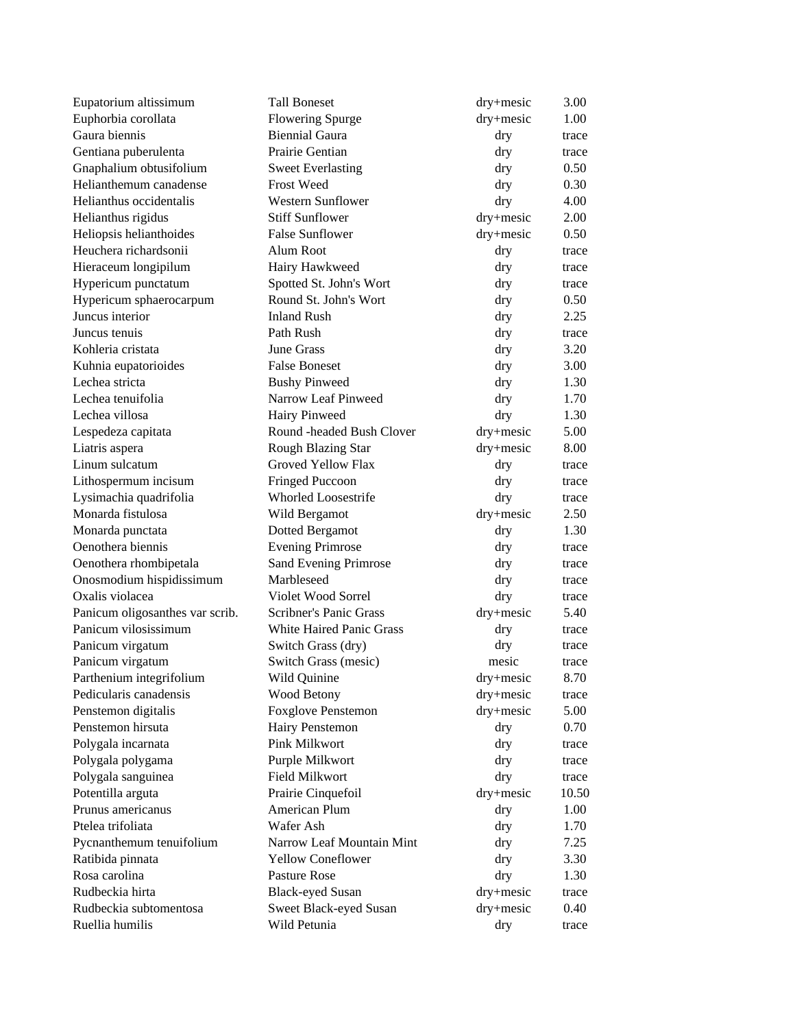| | | | |
|---|---|---|---|
| Eupatorium altissimum | Tall Boneset | dry+mesic | 3.00 |
| Euphorbia corollata | Flowering Spurge | dry+mesic | 1.00 |
| Gaura biennis | Biennial Gaura | dry | trace |
| Gentiana puberulenta | Prairie Gentian | dry | trace |
| Gnaphalium obtusifolium | Sweet Everlasting | dry | 0.50 |
| Helianthemum canadense | Frost Weed | dry | 0.30 |
| Helianthus occidentalis | Western Sunflower | dry | 4.00 |
| Helianthus rigidus | Stiff Sunflower | dry+mesic | 2.00 |
| Heliopsis helianthoides | False Sunflower | dry+mesic | 0.50 |
| Heuchera richardsonii | Alum Root | dry | trace |
| Hieraceum longipilum | Hairy Hawkweed | dry | trace |
| Hypericum punctatum | Spotted St. John's Wort | dry | trace |
| Hypericum sphaerocarpum | Round St. John's Wort | dry | 0.50 |
| Juncus interior | Inland Rush | dry | 2.25 |
| Juncus tenuis | Path Rush | dry | trace |
| Kohleria cristata | June Grass | dry | 3.20 |
| Kuhnia eupatorioides | False Boneset | dry | 3.00 |
| Lechea stricta | Bushy Pinweed | dry | 1.30 |
| Lechea tenuifolia | Narrow Leaf Pinweed | dry | 1.70 |
| Lechea villosa | Hairy Pinweed | dry | 1.30 |
| Lespedeza capitata | Round -headed Bush Clover | dry+mesic | 5.00 |
| Liatris aspera | Rough Blazing Star | dry+mesic | 8.00 |
| Linum sulcatum | Groved Yellow Flax | dry | trace |
| Lithospermum incisum | Fringed Puccoon | dry | trace |
| Lysimachia quadrifolia | Whorled Loosestrife | dry | trace |
| Monarda fistulosa | Wild Bergamot | dry+mesic | 2.50 |
| Monarda punctata | Dotted Bergamot | dry | 1.30 |
| Oenothera biennis | Evening Primrose | dry | trace |
| Oenothera rhombipetala | Sand Evening Primrose | dry | trace |
| Onosmodium hispidissimum | Marbleseed | dry | trace |
| Oxalis violacea | Violet Wood Sorrel | dry | trace |
| Panicum oligosanthes var scrib. | Scribner's Panic Grass | dry+mesic | 5.40 |
| Panicum vilosissimum | White Haired Panic Grass | dry | trace |
| Panicum virgatum | Switch Grass (dry) | dry | trace |
| Panicum virgatum | Switch Grass (mesic) | mesic | trace |
| Parthenium integrifolium | Wild Quinine | dry+mesic | 8.70 |
| Pedicularis canadensis | Wood Betony | dry+mesic | trace |
| Penstemon digitalis | Foxglove Penstemon | dry+mesic | 5.00 |
| Penstemon hirsuta | Hairy Penstemon | dry | 0.70 |
| Polygala incarnata | Pink Milkwort | dry | trace |
| Polygala polygama | Purple Milkwort | dry | trace |
| Polygala sanguinea | Field Milkwort | dry | trace |
| Potentilla arguta | Prairie Cinquefoil | dry+mesic | 10.50 |
| Prunus americanus | American Plum | dry | 1.00 |
| Ptelea trifoliata | Wafer Ash | dry | 1.70 |
| Pycnanthemum tenuifolium | Narrow Leaf Mountain Mint | dry | 7.25 |
| Ratibida pinnata | Yellow Coneflower | dry | 3.30 |
| Rosa carolina | Pasture Rose | dry | 1.30 |
| Rudbeckia hirta | Black-eyed Susan | dry+mesic | trace |
| Rudbeckia subtomentosa | Sweet Black-eyed Susan | dry+mesic | 0.40 |
| Ruellia humilis | Wild Petunia | dry | trace |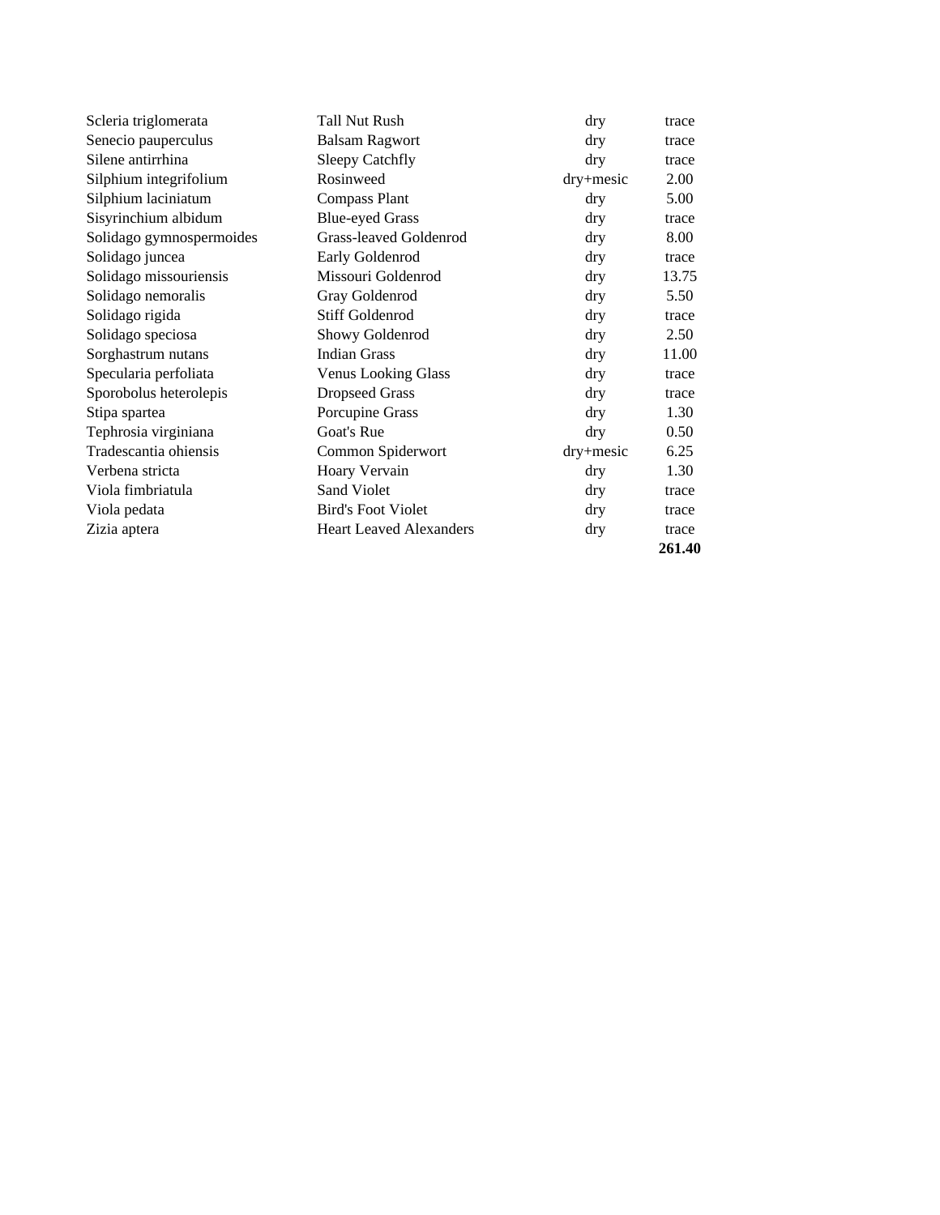| | | | |
|---|---|---|---|
| Scleria triglomerata | Tall Nut Rush | dry | trace |
| Senecio pauperculus | Balsam Ragwort | dry | trace |
| Silene antirrhina | Sleepy Catchfly | dry | trace |
| Silphium integrifolium | Rosinweed | dry+mesic | 2.00 |
| Silphium laciniatum | Compass Plant | dry | 5.00 |
| Sisyrinchium albidum | Blue-eyed Grass | dry | trace |
| Solidago gymnospermoides | Grass-leaved Goldenrod | dry | 8.00 |
| Solidago juncea | Early Goldenrod | dry | trace |
| Solidago missouriensis | Missouri Goldenrod | dry | 13.75 |
| Solidago nemoralis | Gray Goldenrod | dry | 5.50 |
| Solidago rigida | Stiff Goldenrod | dry | trace |
| Solidago speciosa | Showy Goldenrod | dry | 2.50 |
| Sorghastrum nutans | Indian Grass | dry | 11.00 |
| Specularia perfoliata | Venus Looking Glass | dry | trace |
| Sporobolus heterolepis | Dropseed Grass | dry | trace |
| Stipa spartea | Porcupine Grass | dry | 1.30 |
| Tephrosia virginiana | Goat's Rue | dry | 0.50 |
| Tradescantia ohiensis | Common Spiderwort | dry+mesic | 6.25 |
| Verbena stricta | Hoary Vervain | dry | 1.30 |
| Viola fimbriatula | Sand Violet | dry | trace |
| Viola pedata | Bird's Foot Violet | dry | trace |
| Zizia aptera | Heart Leaved Alexanders | dry | trace |
| | | | **261.40** |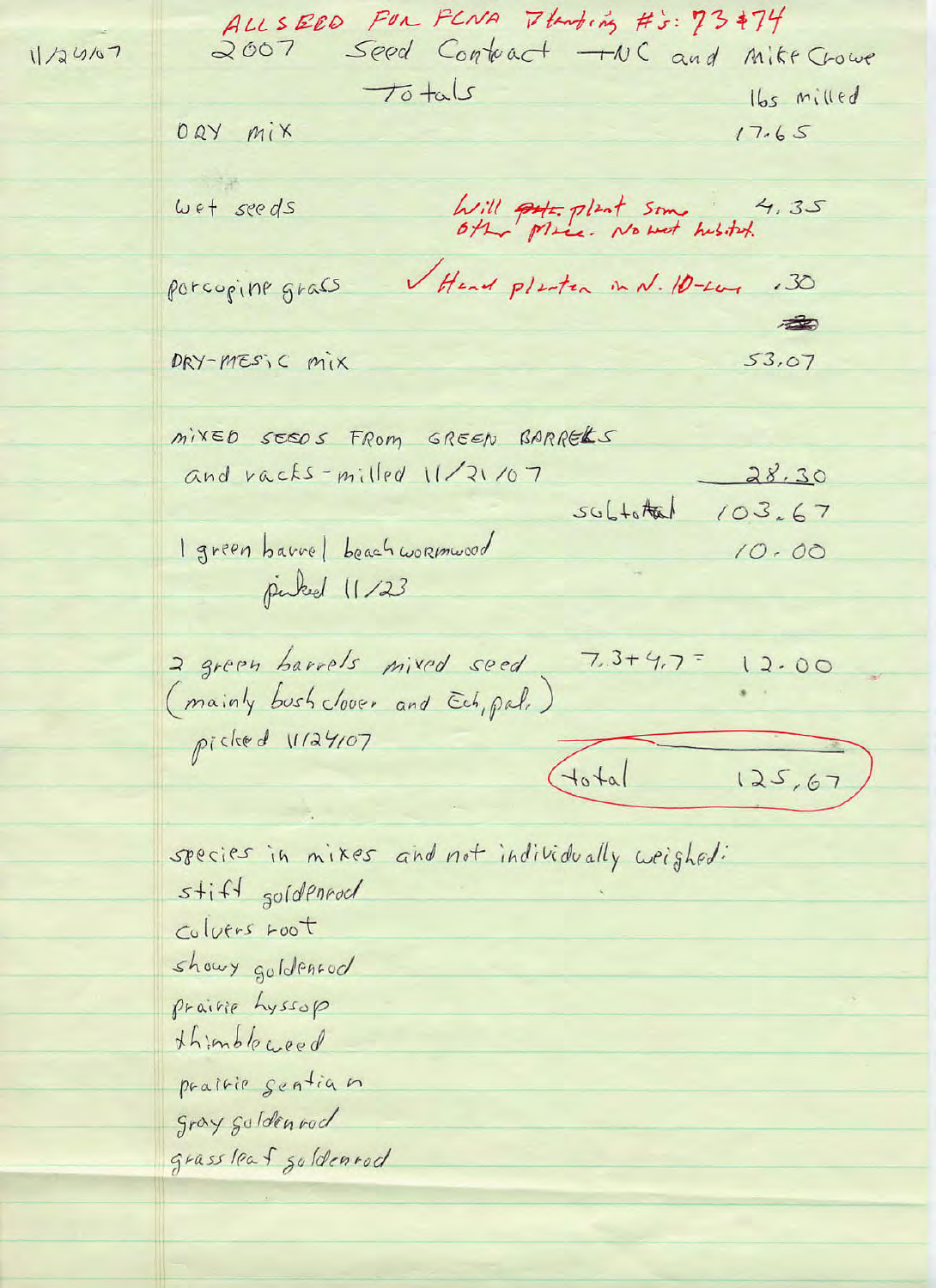ALL SEED FOR FCNA Planting #'s: 73 & 74

11/24/07

2007 Seed Contract -NC and Mike Crowe

Totals

| | | lbs milled |
|---|---|---|
| DRY mix | | 17.65 |
| wet seeds | Will ~~put~~ plant some other place. No wet habitat. | 4.35 |
| porcupine grass | ✓ Hand planted in N. 10-acre | .30 |
| DRY-MESIC mix | | 53.07 |
| MIXED SEEDS FROM GREEN BARRELS and racks - milled 11/21/07 | | 28.30 |
| | subtotal | 103.67 |
| 1 green barrel beach wormwood picked 11/23 | | 10.00 |
| 2 green barrels mixed seed (mainly bush clover and Ech, pal.) picked 11/24/07 | 7.3 + 4.7 = | 12.00 |
| | total | 125.67 |

species in mixes and not individually weighed:

stiff goldenrod
culvers root
showy goldenrod
prairie hyssop
thimbleweed
prairie gentian
gray goldenrod
grass leaf goldenrod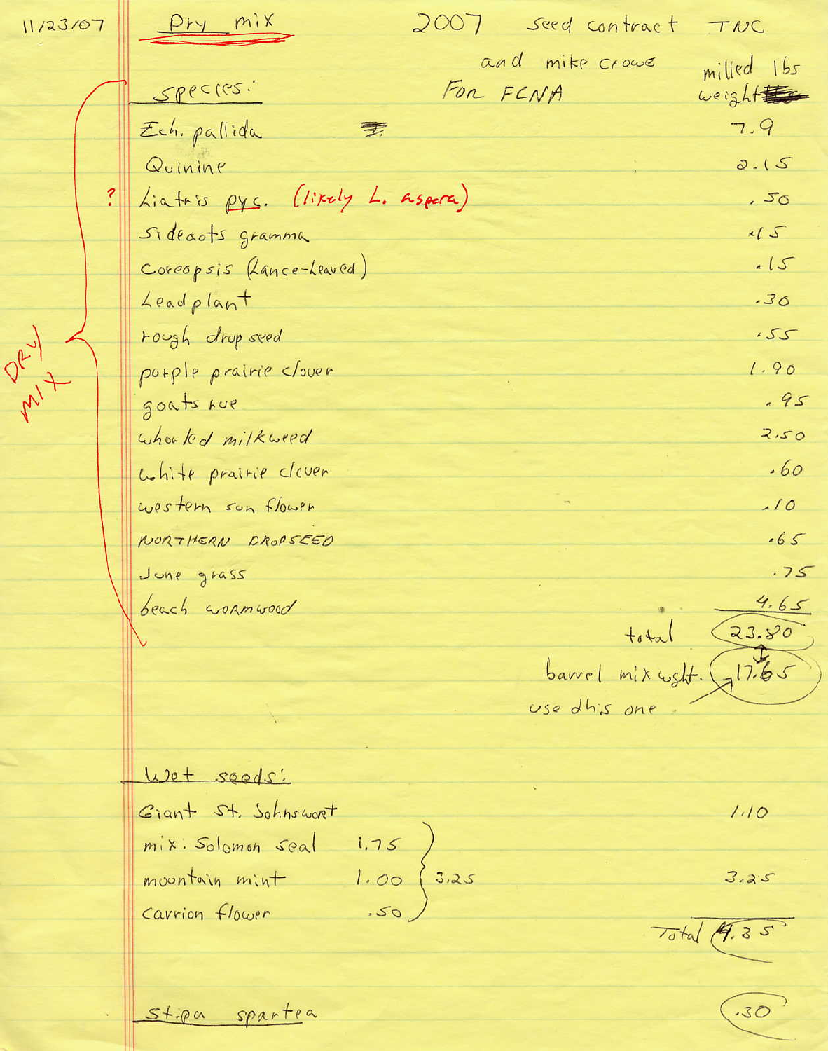11/23/07

## Dry mix

2007 Seed contract TNC and mike Crowe For FCNA

| species: | milled lbs weight |
| --- | --- |
| Ech. pallida | 7.9 |
| Quinine | 2.15 |
| ? Liatris pyc. (likely L. aspera) | .50 |
| Sideoats gramma | .15 |
| Coreopsis (Lance-Leaved) | .15 |
| Leadplant | .30 |
| rough drop seed | .55 |
| purple prairie clover | 1.90 |
| goats rue | .95 |
| whorled milkweed | 2.50 |
| white prairie clover | .60 |
| western sun flower | .10 |
| NORTHERN DROPSEED | .65 |
| June grass | .75 |
| beach wormwood | 4.65 |
| total | 23.80 |
| barrel mix wght. | 17.65 |

DRY MIX

use this one

## Wet seeds:

| | | | |
| --- | --- | --- | --- |
| Giant St. Johnswort | | | 1.10 |
| mix: Solomon seal | 1.75 | 3.25 | 3.25 |
| mountain mint | 1.00 | | |
| carrion flower | .50 | | |
| | | Total | 4.35 |

stipa spartea .30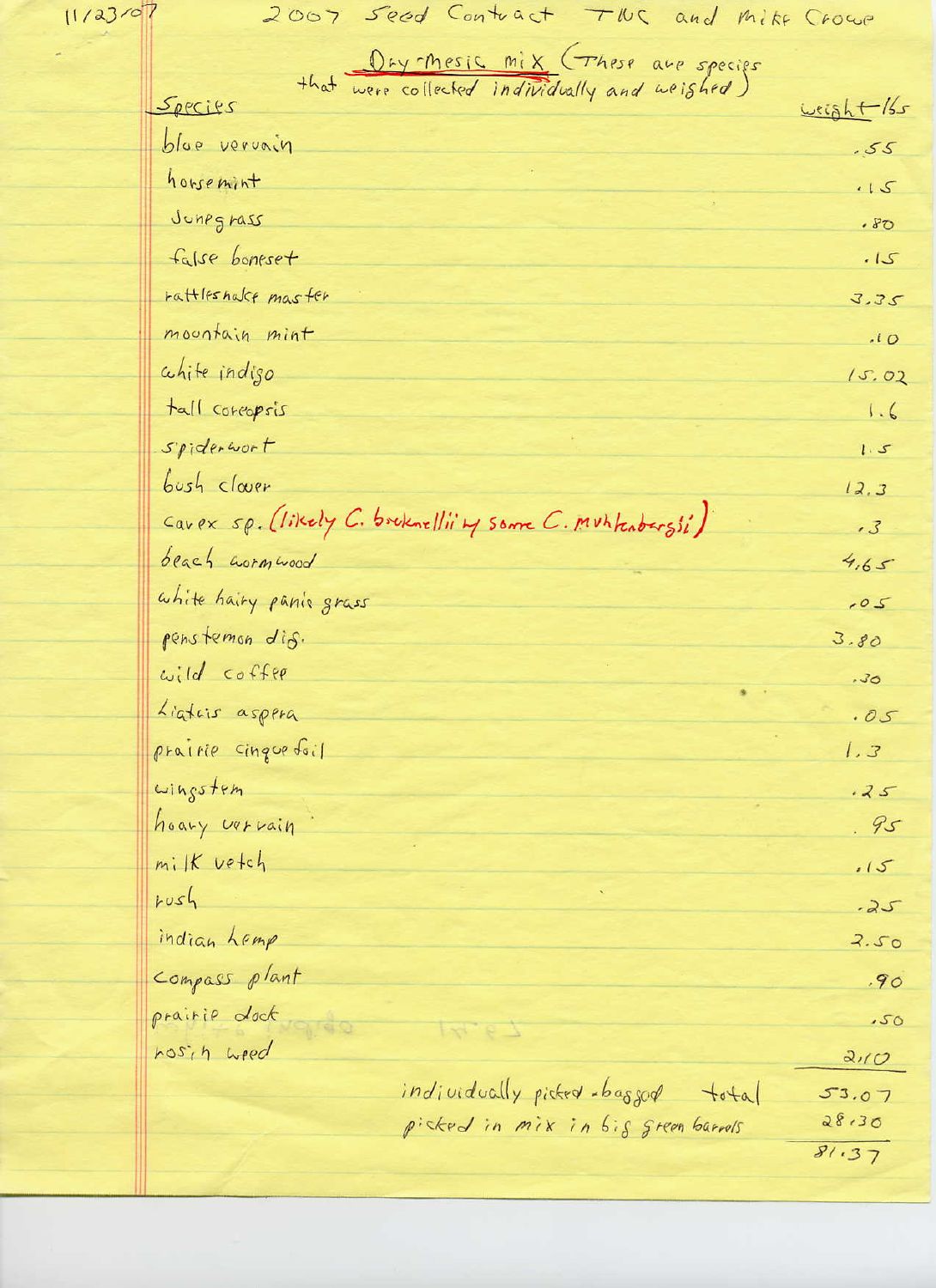11/23/07 2007 Seed Contract TNC and Mike Crowe

## Dry-Mesic mix (These are species that were collected individually and weighed)

| Species | weight lbs |
|---|---|
| blue vervain | .55 |
| horsemint | .15 |
| Junegrass | .80 |
| false boneset | .15 |
| rattlesnake master | 3.35 |
| mountain mint | .10 |
| white indigo | 15.02 |
| tall coreopsis | 1.6 |
| spiderwort | 1.5 |
| bush clover | 12.3 |
| carex sp. (likely C. bicknellii w/ some C. muhlenbergii) | .3 |
| beach wormwood | 4.65 |
| white hairy panic grass | .05 |
| penstemon dig. | 3.80 |
| wild coffee | .30 |
| Liatris aspera | .05 |
| prairie cinquefoil | 1.3 |
| wingstem | .25 |
| hoary vervain | .95 |
| milk vetch | .15 |
| rush | .25 |
| indian hemp | 2.50 |
| compass plant | .90 |
| prairie dock | .50 |
| rosin weed | 2.10 |
| individually picked - bagged total | 53.07 |
| picked in mix in big green barrels | 28.30 |
| | 81.37 |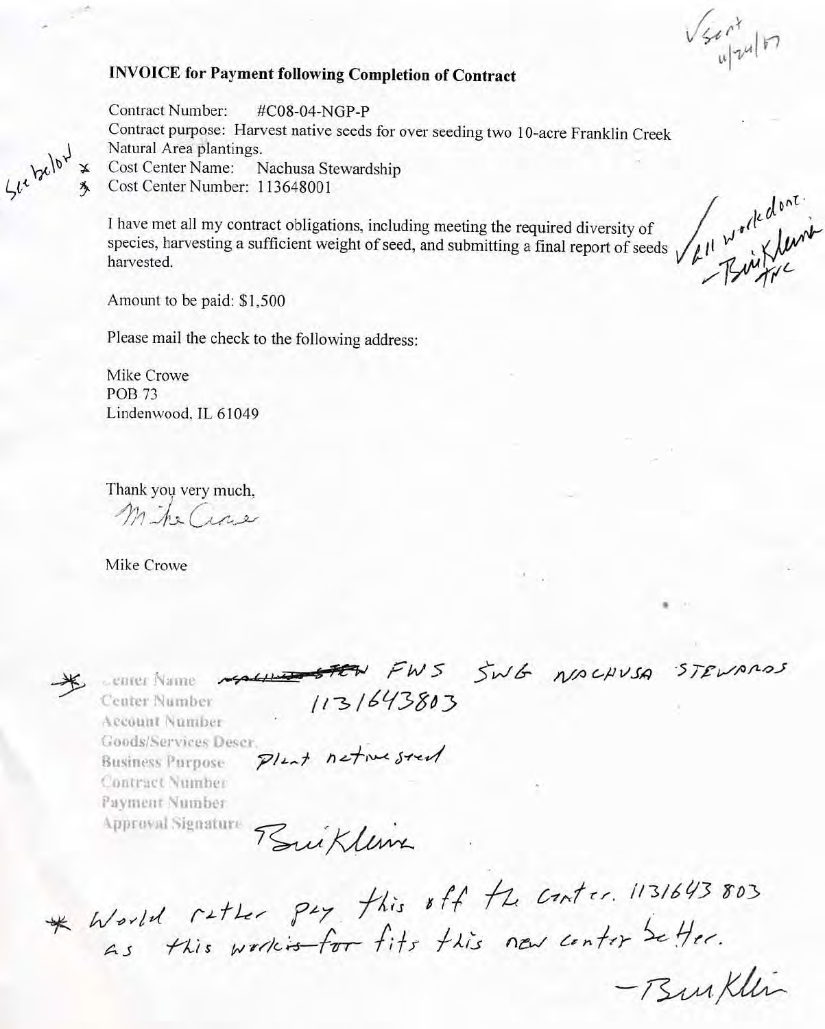√sent 11/24/07

## INVOICE for Payment following Completion of Contract

Contract Number: #C08-04-NGP-P

Contract purpose: Harvest native seeds for over seeding two 10-acre Franklin Creek Natural Area plantings.

See below
* Cost Center Name: Nachusa Stewardship
* Cost Center Number: 113648001

I have met all my contract obligations, including meeting the required diversity of species, harvesting a sufficient weight of seed, and submitting a final report of seeds harvested.

√All work done. – Bill Kleiman TNC

Amount to be paid: $1,500

Please mail the check to the following address:

Mike Crowe
POB 73
Lindenwood, IL 61049

Thank you very much,

*Mike Crowe*

Mike Crowe

| | |
|---|---|
| * Center Name | ~~NACHUSA STEW~~ FWS SWG NACHUSA STEWARDS |
| Center Number | 113164380 3 |
| Account Number | |
| Goods/Services Descr. | |
| Business Purpose | Plant native seed |
| Contract Number | |
| Payment Number | |
| Approval Signature | Bill Kleiman |

\* Would rather pay this off the center. 113164380 3 as this ~~work is for~~ fits this new center better.

– Bill Kleiman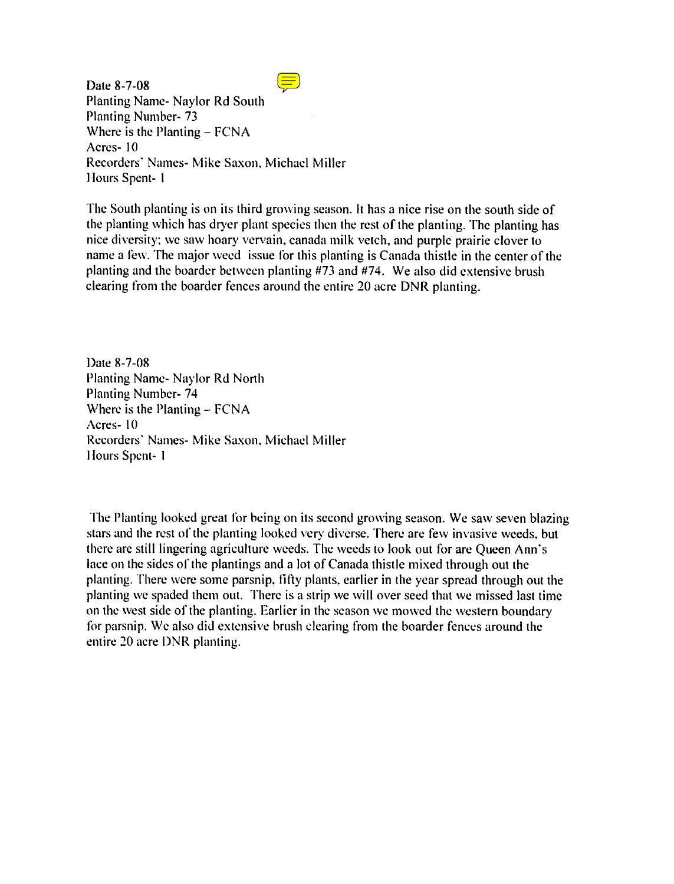Date 8-7-08
Planting Name- Naylor Rd South
Planting Number- 73
Where is the Planting – FCNA
Acres- 10
Recorders' Names- Mike Saxon, Michael Miller
Hours Spent- 1

The South planting is on its third growing season. It has a nice rise on the south side of the planting which has dryer plant species then the rest of the planting. The planting has nice diversity; we saw hoary vervain, canada milk vetch, and purple prairie clover to name a few. The major weed issue for this planting is Canada thistle in the center of the planting and the boarder between planting #73 and #74. We also did extensive brush clearing from the boarder fences around the entire 20 acre DNR planting.

Date 8-7-08
Planting Name- Naylor Rd North
Planting Number- 74
Where is the Planting – FCNA
Acres- 10
Recorders' Names- Mike Saxon, Michael Miller
Hours Spent- 1

The Planting looked great for being on its second growing season. We saw seven blazing stars and the rest of the planting looked very diverse. There are few invasive weeds, but there are still lingering agriculture weeds. The weeds to look out for are Queen Ann's lace on the sides of the plantings and a lot of Canada thistle mixed through out the planting. There were some parsnip, fifty plants, earlier in the year spread through out the planting we spaded them out. There is a strip we will over seed that we missed last time on the west side of the planting. Earlier in the season we mowed the western boundary for parsnip. We also did extensive brush clearing from the boarder fences around the entire 20 acre DNR planting.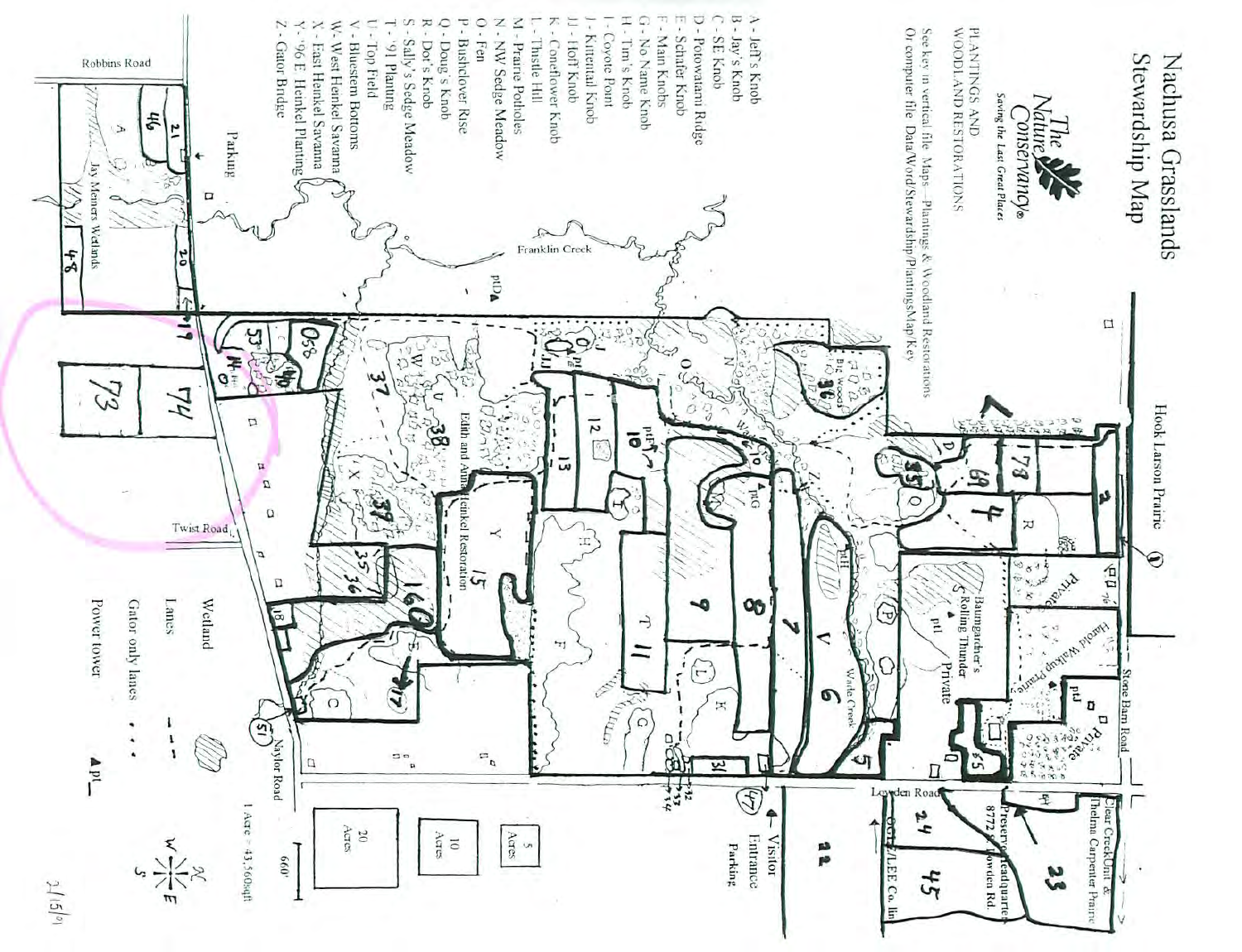# Nachusa Grasslands Stewardship Map

The Nature Conservancy®
*Saving the Last Great Places*

PLANTINGS AND WOODLAND RESTORATIONS

See key in vertical file Maps—Plantings & Woodland Restorations
Or computer file Data/Word/Stewardship/PlantingsMapKey

- A - Jeff's Knob
- B - Jay's Knob
- C - SE Knob
- D - Potowatami Ridge
- E - Schafer Knob
- F - Main Knobs
- G - No Name Knob
- H - Tim's Knob
- I - Coyote Point
- J - Kittentail Knob
- JJ - Hoff Knob
- K - Coneflower Knob
- L - Thistle Hill
- M - Prairie Potholes
- N - NW Sedge Meadow
- O - Fen
- P - Bushclover Rise
- Q - Doug's Knob
- R - Dot's Knob
- S - Sally's Sedge Meadow
- T - '91 Planting
- U - Top Field
- V - Bluestem Bottoms
- W - West Heinkel Savanna
- X - East Heinkel Savanna
- Y - '96 E. Heinkel Planting
- Z - Gator Bridge

Robbins Road
Parking
Jay Meiners Wetlands
Franklin Creek
Hook Larson Prairie
Stone Barn Road
Harold Walkup Prairie
Private
Baumgardner's Rolling Thunder
Wade Creek
Big Woods
Edith and Anna Heinkel Restoration
Twist Road
Naylor Road
Lowden Road
Visitor Entrance Parking
Clear Creek Unit & Thelma Carpenter Prairie
Preserve Headquarters 8772 S. Lowden Rd.
OGLE/LEE Co. line

Wetland
Lanes
Gator only lanes
Power tower

5 Acres
10 Acres
20 Acres

1 Acre = 43,560sqft
660'

2/15/01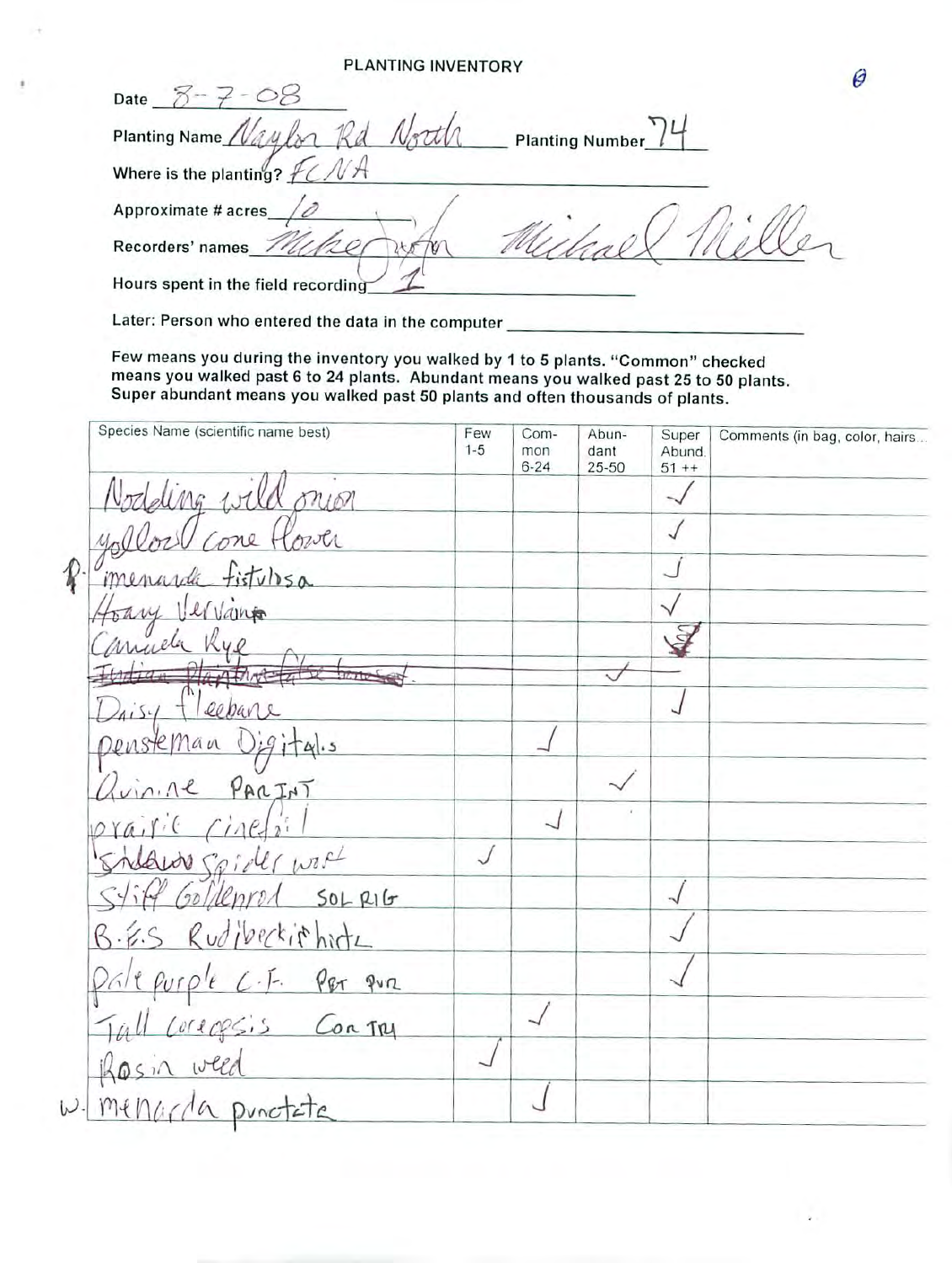θ

# PLANTING INVENTORY

Date 8-7-08

Planting Name Naylor Rd North Planting Number 74

Where is the planting? FCNA

Approximate # acres 10

Recorders' names Mike Michael Miller

Hours spent in the field recording 1

Later: Person who entered the data in the computer ______

Few means you during the inventory you walked by 1 to 5 plants. "Common" checked means you walked past 6 to 24 plants. Abundant means you walked past 25 to 50 plants. Super abundant means you walked past 50 plants and often thousands of plants.

| Species Name (scientific name best) | Few 1-5 | Common 6-24 | Abundant 25-50 | Super Abund. 51 ++ | Comments (in bag, color, hairs... |
|---|---|---|---|---|---|
| Nodding wild onion | | | | ✓ | |
| yellow cone flower | | | | ✓ | |
| P. monarda fistulosa | | | | ✓ | |
| Hoary Vervain | | | | ✓ | |
| Canada Rye | | | | ✓ | |
| ~~Indian Plantain false boneset~~ | | | ✓ | | |
| Daisy fleebane | | | | ✓ | |
| penstemon Digitalis | | ✓ | | | |
| Quinine PAR INT | | | ✓ | | |
| prairie cinquefoil | | ✓ | | | |
| Spiderwort | ✓ | | | | |
| Stiff Goldenrod SOL RIG | | | | ✓ | |
| B.E.S Rudibeckia hirta | | | | ✓ | |
| pale purple C.F. PAL PUR | | | | ✓ | |
| Tall coreopsis COR TRI | | ✓ | | | |
| Rosin weed | ✓ | | | | |
| W. monarda punctata | | ✓ | | | |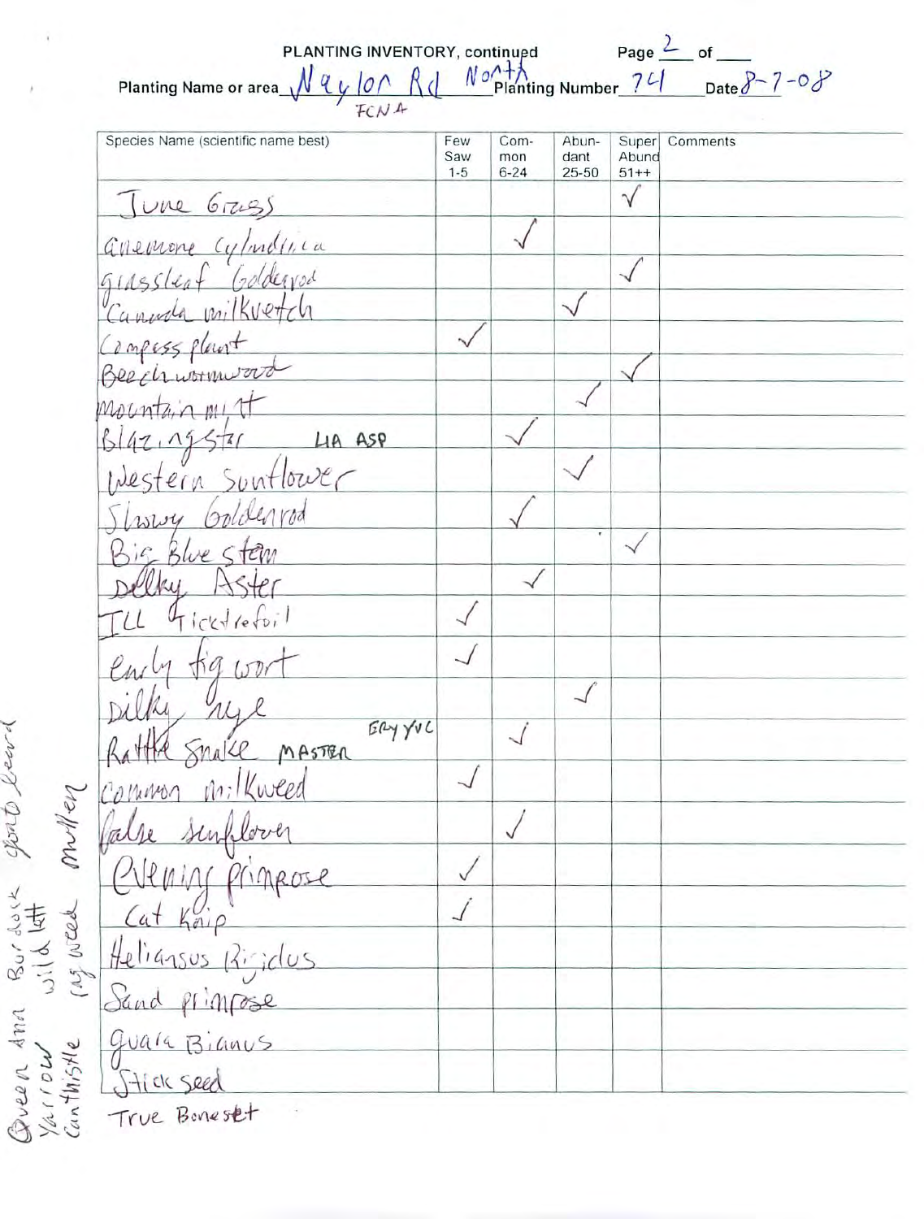PLANTING INVENTORY, continued

Page 2 of ___

Planting Name or area Naylor Rd North FCNA Planting Number 74 Date 8-7-08

| Species Name (scientific name best) | Few Saw 1-5 | Common 6-24 | Abundant 25-50 | Super Abund 51++ | Comments |
|---|---|---|---|---|---|
| June Grass | | | | √ | |
| anemone cylindrica | | √ | | | |
| grassleaf Goldenrod | | | | √ | |
| Canada milkvetch | | | √ | | |
| Compass plant | √ | | | | |
| Beech wormwood | | | | √ | |
| mountain mint | | | √ | | |
| Blazingstar LIA ASP | | √ | | | |
| Western Sunflower | | | √ | | |
| Showy Goldenrod | | √ | | | |
| Big Blue stem | | | | √ | |
| Silky Aster | | √ | | | |
| ILL Ticktrefoil | √ | | | | |
| early fig wort | √ | | | | |
| Silky rye | | | √ | | |
| Rattle Snake MASTER ERY YUC | | √ | | | |
| common milkweed | √ | | | | |
| false sunflower | | √ | | | |
| Evening primrose | √ | | | | |
| Cat Knip | √ | | | | |
| Heliansus Rigidus | | | | | |
| Sand primrose | | | | | |
| Guara Bianus | | | | | |
| Stick seed | | | | | |

True Boneset

Queen Ann Burdock Sporto Reed
Yarrow wild lett
Canthistle rag weed mullen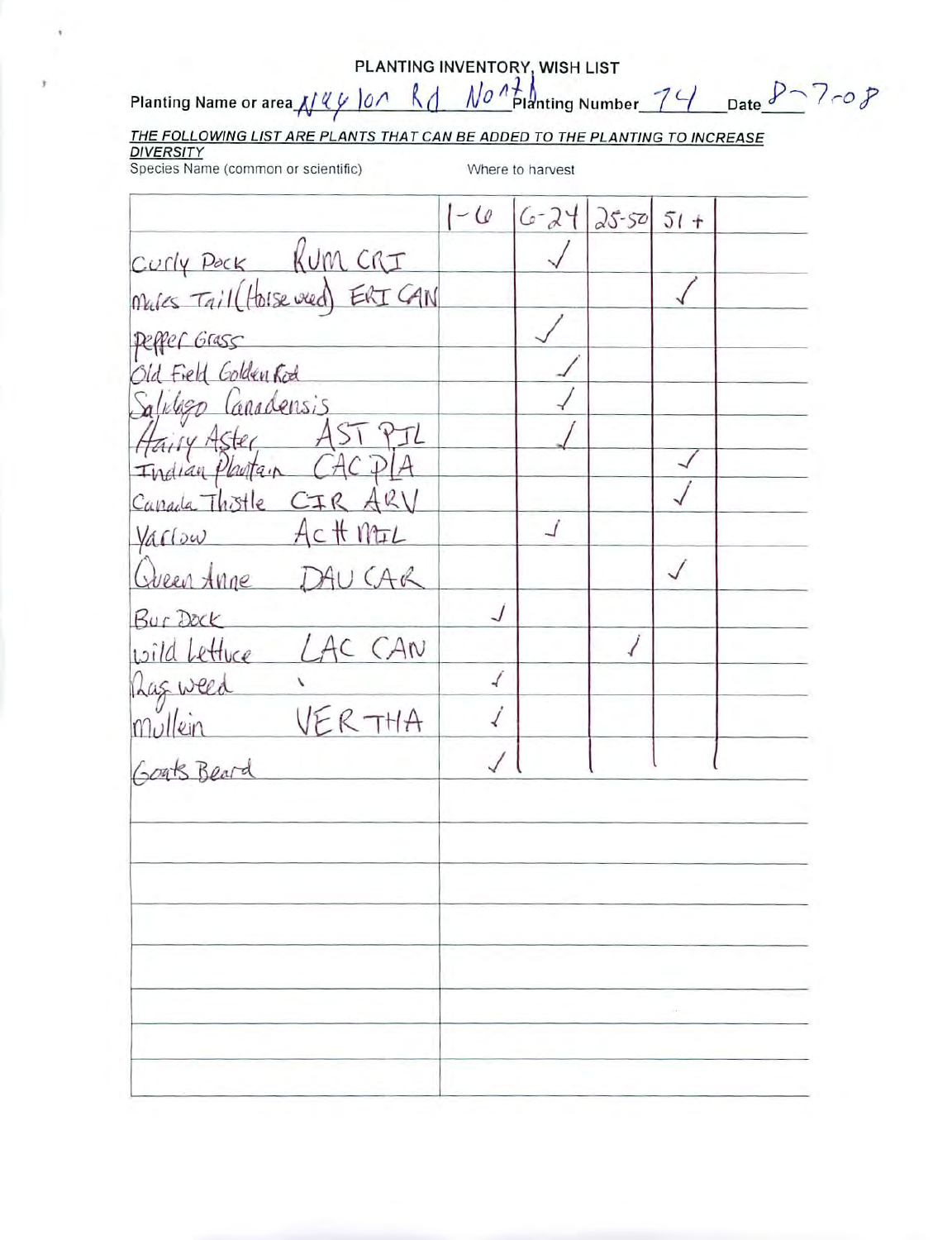# PLANTING INVENTORY, WISH LIST

Planting Name or area Naylor Rd North Planting Number 74 Date 8-7-08

***THE FOLLOWING LIST ARE PLANTS THAT CAN BE ADDED TO THE PLANTING TO INCREASE DIVERSITY***

Species Name (common or scientific) | Where to harvest

| | 1-6 | 6-24 | 25-50 | 51 + | |
|---|---|---|---|---|---|
| Curly Dock RUM CRI | | ✓ | | | |
| Mules Tail (Horse weed) ERI CAN | | | | ✓ | |
| Pepper Grass | | ✓ | | | |
| Old Field Golden Rod | | ✓ | | | |
| Solidago Canadensis | | ✓ | | | |
| Hairy Aster AST PIL | | ✓ | | | |
| Indian Plantain CAC PLA | | | | ✓ | |
| Canada Thistle CIR ARV | | | | ✓ | |
| Yarrow ACH MIL | | ✓ | | | |
| Queen Anne DAU CAR | | | | ✓ | |
| Bur Dock | ✓ | | | | |
| wild Lettuce LAC CAN | | | ✓ | | |
| Rag weed | ✓ | | | | |
| mullein VER THA | ✓ | | | | |
| Goats Beard | ✓ | | | | |
| | | | | | |
| | | | | | |
| | | | | | |
| | | | | | |
| | | | | | |
| | | | | | |
| | | | | | |
| | | | | | |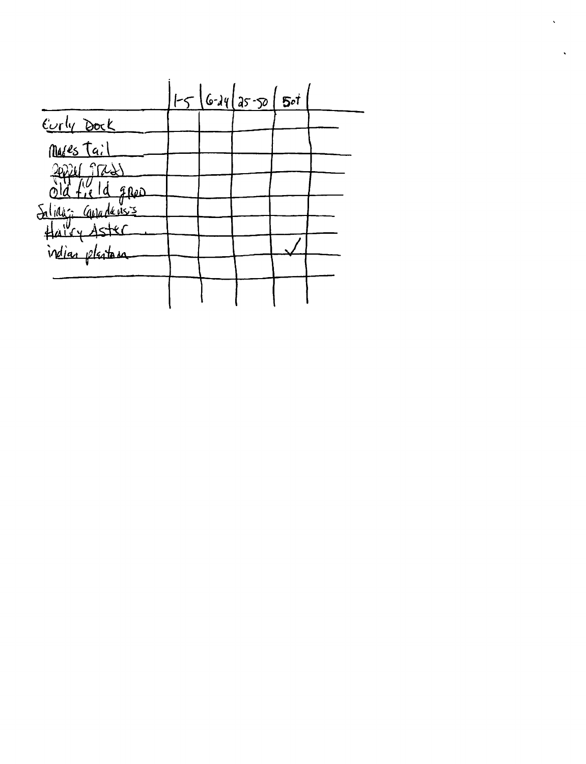| | 1-5 | 6-24 | 25-50 | 50+ | |
|---|---|---|---|---|---|
| Curly Dock | | | | | |
| Mares Tail | | | | | |
| Pepper grass | | | | | |
| old field grass | | | | | |
| Solidago Canadensis | | | | | |
| Hairy Aster | | | | | |
| indian plantain | | | | ✓ | |
| | | | | | |